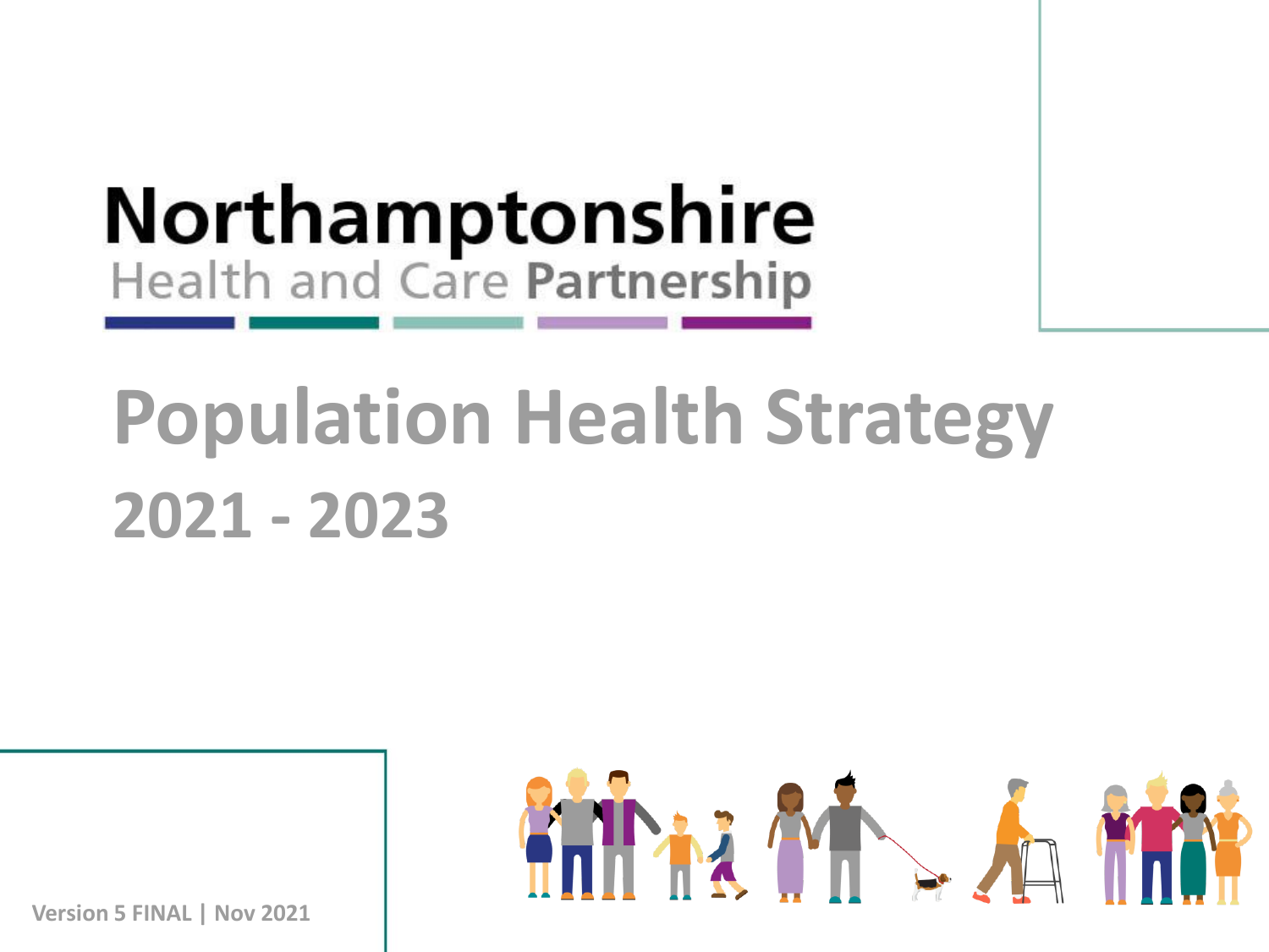Northamptonshire

Health and Care Partnership

# Population Health Strategy

## 2021 - 2023

Version 5 FINAL | Nov 2021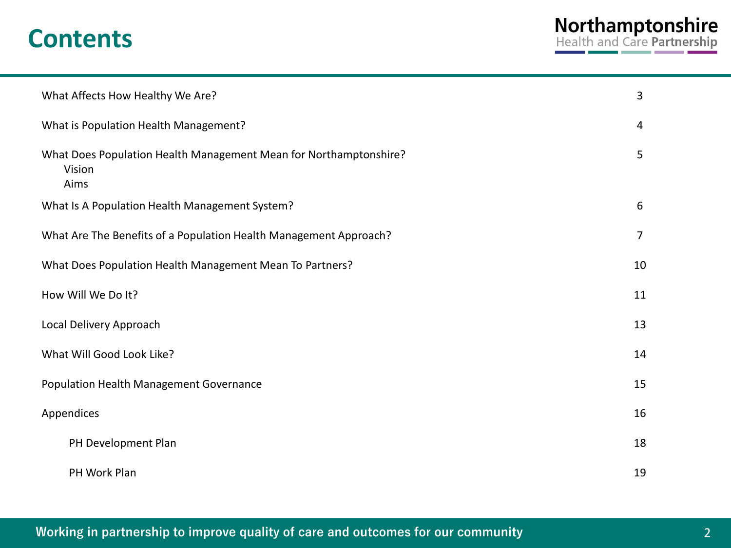# Contents

Northamptonshire Health and Care Partnership

| | |
|---|---|
| What Affects How Healthy We Are? | 3 |
| What is Population Health Management? | 4 |
| What Does Population Health Management Mean for Northamptonshire?<br>Vision<br>Aims | 5 |
| What Is A Population Health Management System? | 6 |
| What Are The Benefits of a Population Health Management Approach? | 7 |
| What Does Population Health Management Mean To Partners? | 10 |
| How Will We Do It? | 11 |
| Local Delivery Approach | 13 |
| What Will Good Look Like? | 14 |
| Population Health Management Governance | 15 |
| Appendices | 16 |
| PH Development Plan | 18 |
| PH Work Plan | 19 |

**Working in partnership to improve quality of care and outcomes for our community**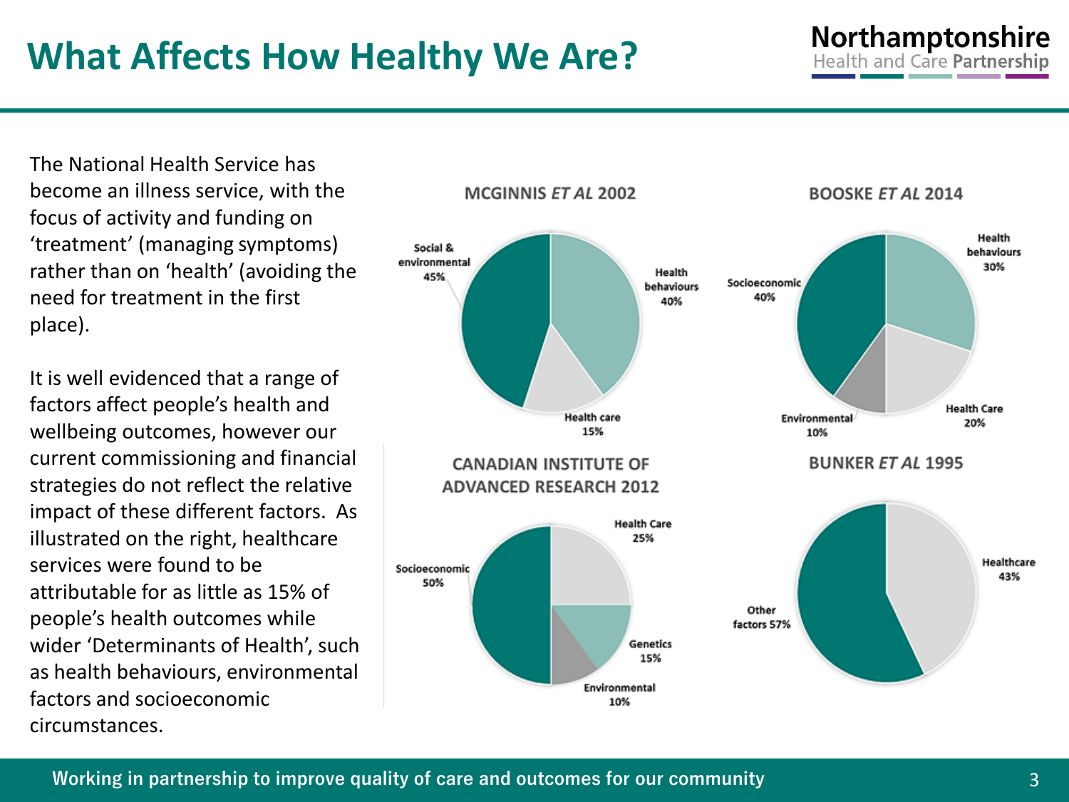# What Affects How Healthy We Are?

The National Health Service has become an illness service, with the focus of activity and funding on 'treatment' (managing symptoms) rather than on 'health' (avoiding the need for treatment in the first place).

It is well evidenced that a range of factors affect people's health and wellbeing outcomes, however our current commissioning and financial strategies do not reflect the relative impact of these different factors. As illustrated on the right, healthcare services were found to be attributable for as little as 15% of people's health outcomes while wider 'Determinants of Health', such as health behaviours, environmental factors and socioeconomic circumstances.

**MCGINNIS *ET AL* 2002**

- Social & environmental 45%
- Health behaviours 40%
- Health care 15%

**BOOSKE *ET AL* 2014**

- Socioeconomic 40%
- Health behaviours 30%
- Health Care 20%
- Environmental 10%

**CANADIAN INSTITUTE OF ADVANCED RESEARCH 2012**

- Socioeconomic 50%
- Health Care 25%
- Genetics 15%
- Environmental 10%

**BUNKER *ET AL* 1995**

- Other factors 57%
- Healthcare 43%

**Working in partnership to improve quality of care and outcomes for our community**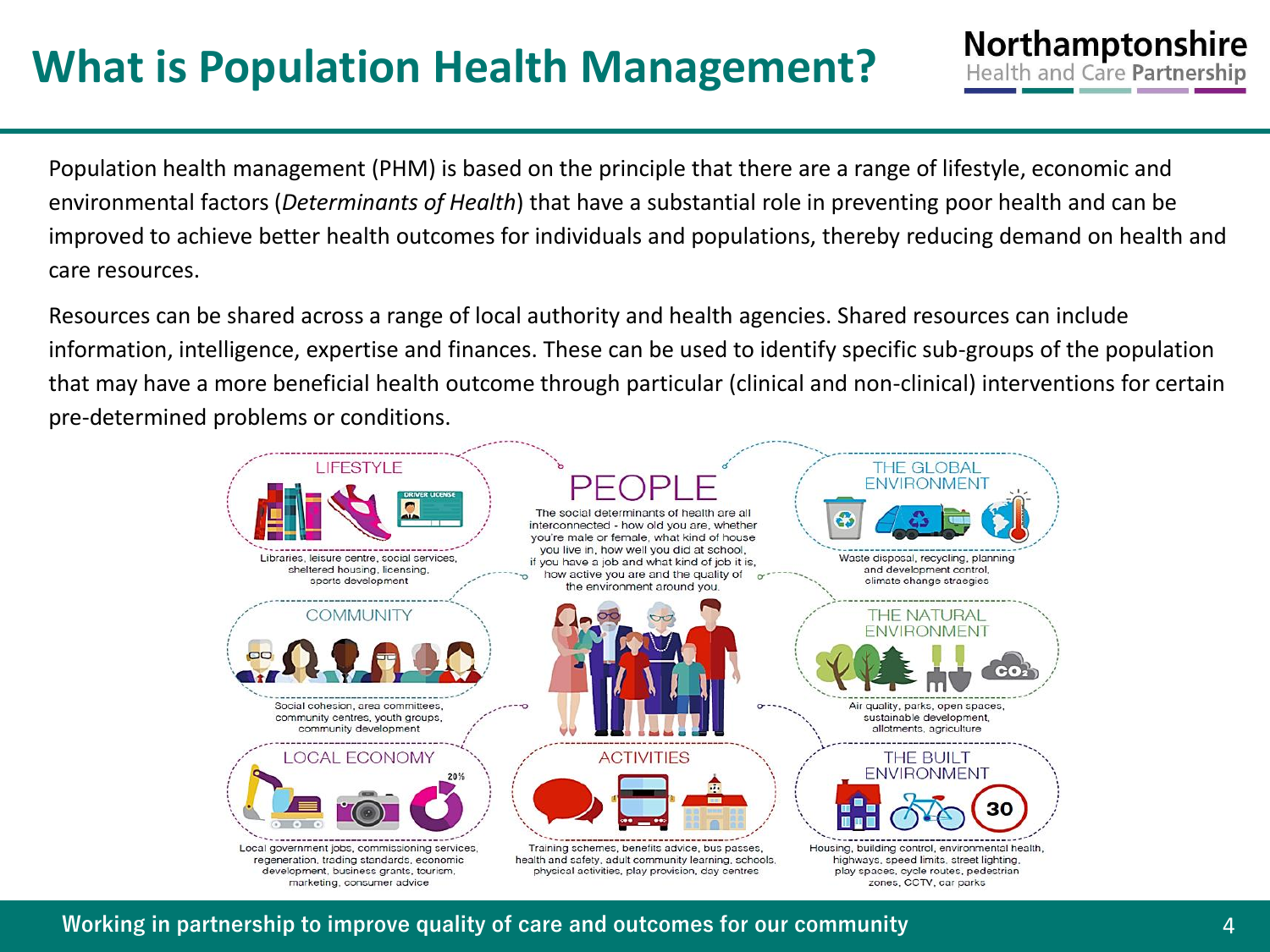# What is Population Health Management?

Population health management (PHM) is based on the principle that there are a range of lifestyle, economic and environmental factors (*Determinants of Health*) that have a substantial role in preventing poor health and can be improved to achieve better health outcomes for individuals and populations, thereby reducing demand on health and care resources.

Resources can be shared across a range of local authority and health agencies. Shared resources can include information, intelligence, expertise and finances. These can be used to identify specific sub-groups of the population that may have a more beneficial health outcome through particular (clinical and non-clinical) interventions for certain pre-determined problems or conditions.

**LIFESTYLE**

Libraries, leisure centre, social services, sheltered housing, licensing, sports development

**PEOPLE**

The social determinants of health are all interconnected - how old you are, whether you're male or female, what kind of house you live in, how well you did at school, if you have a job and what kind of job it is, how active you are and the quality of the environment around you.

**THE GLOBAL ENVIRONMENT**

Waste disposal, recycling, planning and development control, climate change straegies

**COMMUNITY**

Social cohesion, area committees, community centres, youth groups, community development

**THE NATURAL ENVIRONMENT**

Air quality, parks, open spaces, sustainable development, allotments, agriculture

**LOCAL ECONOMY**

Local government jobs, commissioning services, regeneration, trading standards, economic development, business grants, tourism, marketing, consumer advice

**ACTIVITIES**

Training schemes, benefits advice, bus passes, health and safety, adult community learning, schools, physical activities, play provision, day centres

**THE BUILT ENVIRONMENT**

Housing, building control, environmental health, highways, speed limits, street lighting, play spaces, cycle routes, pedestrian zones, CCTV, car parks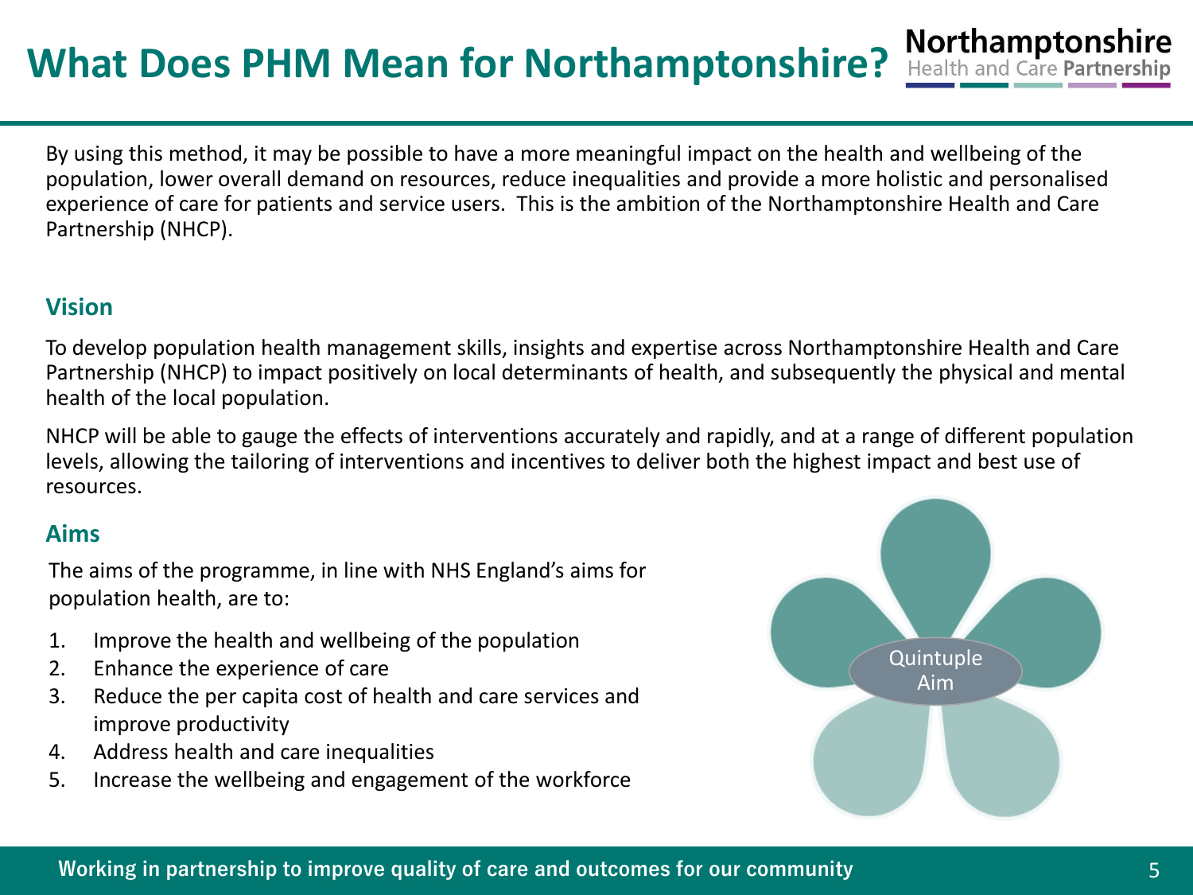# What Does PHM Mean for Northamptonshire?

By using this method, it may be possible to have a more meaningful impact on the health and wellbeing of the population, lower overall demand on resources, reduce inequalities and provide a more holistic and personalised experience of care for patients and service users. This is the ambition of the Northamptonshire Health and Care Partnership (NHCP).

## Vision

To develop population health management skills, insights and expertise across Northamptonshire Health and Care Partnership (NHCP) to impact positively on local determinants of health, and subsequently the physical and mental health of the local population.

NHCP will be able to gauge the effects of interventions accurately and rapidly, and at a range of different population levels, allowing the tailoring of interventions and incentives to deliver both the highest impact and best use of resources.

## Aims

The aims of the programme, in line with NHS England's aims for population health, are to:

1. Improve the health and wellbeing of the population
2. Enhance the experience of care
3. Reduce the per capita cost of health and care services and improve productivity
4. Address health and care inequalities
5. Increase the wellbeing and engagement of the workforce

Quintuple Aim

Working in partnership to improve quality of care and outcomes for our community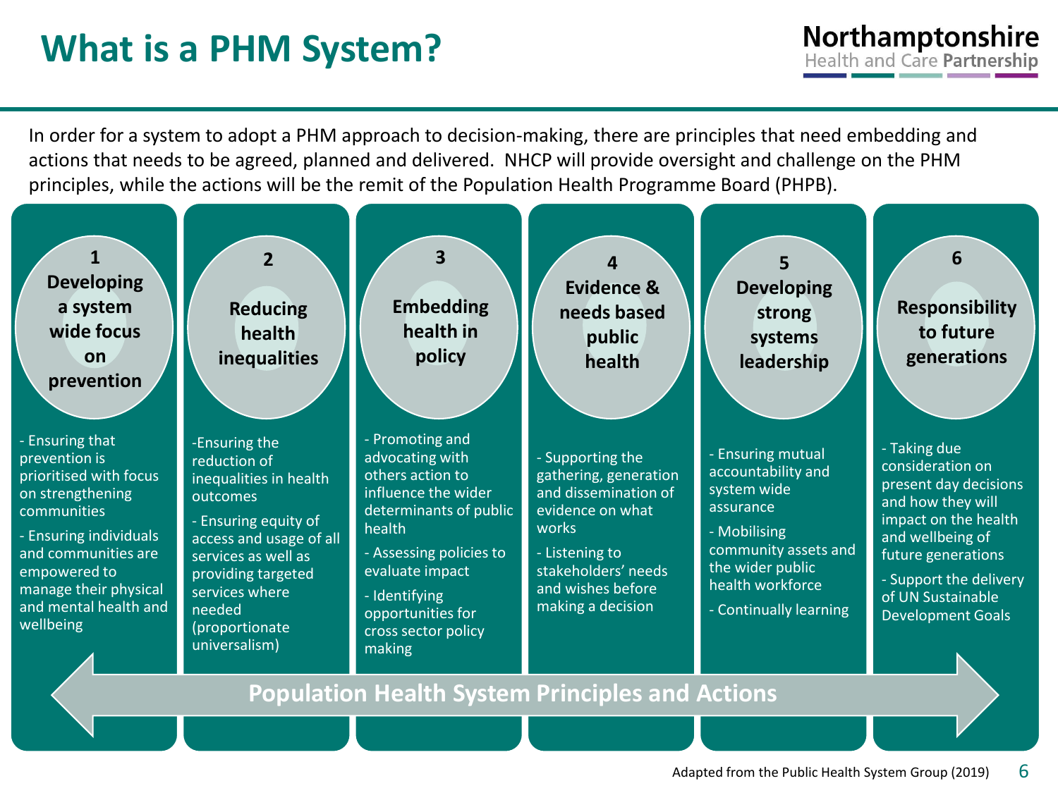# What is a PHM System?

In order for a system to adopt a PHM approach to decision-making, there are principles that need embedding and actions that needs to be agreed, planned and delivered. NHCP will provide oversight and challenge on the PHM principles, while the actions will be the remit of the Population Health Programme Board (PHPB).

### 1 Developing a system wide focus on prevention

- Ensuring that prevention is prioritised with focus on strengthening communities
- Ensuring individuals and communities are empowered to manage their physical and mental health and wellbeing

### 2 Reducing health inequalities

- Ensuring the reduction of inequalities in health outcomes
- Ensuring equity of access and usage of all services as well as providing targeted services where needed (proportionate universalism)

### 3 Embedding health in policy

- Promoting and advocating with others action to influence the wider determinants of public health
- Assessing policies to evaluate impact
- Identifying opportunities for cross sector policy making

### 4 Evidence & needs based public health

- Supporting the gathering, generation and dissemination of evidence on what works
- Listening to stakeholders' needs and wishes before making a decision

### 5 Developing strong systems leadership

- Ensuring mutual accountability and system wide assurance
- Mobilising community assets and the wider public health workforce
- Continually learning

### 6 Responsibility to future generations

- Taking due consideration on present day decisions and how they will impact on the health and wellbeing of future generations
- Support the delivery of UN Sustainable Development Goals

**Population Health System Principles and Actions**

Adapted from the Public Health System Group (2019)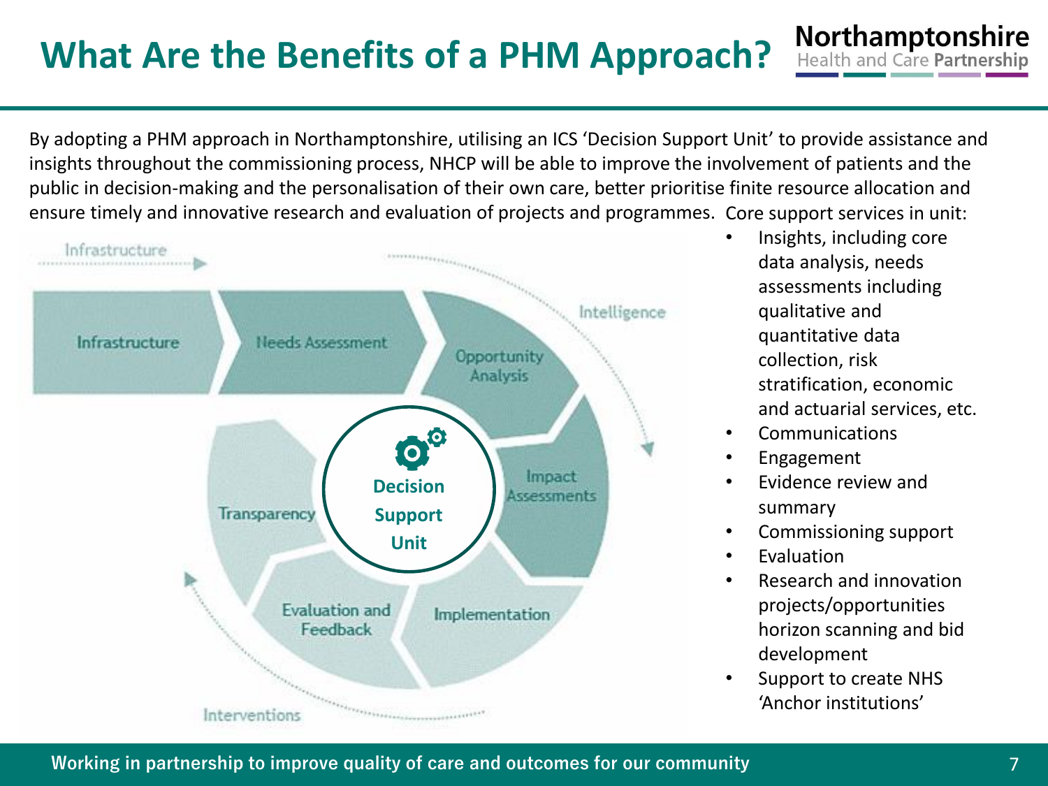# What Are the Benefits of a PHM Approach?

By adopting a PHM approach in Northamptonshire, utilising an ICS 'Decision Support Unit' to provide assistance and insights throughout the commissioning process, NHCP will be able to improve the involvement of patients and the public in decision-making and the personalisation of their own care, better prioritise finite resource allocation and ensure timely and innovative research and evaluation of projects and programmes.

Infrastructure → Needs Assessment → Opportunity Analysis → Impact Assessments → Implementation → Evaluation and Feedback → Transparency

Decision Support Unit

Infrastructure · Intelligence · Interventions

Core support services in unit:

- Insights, including core data analysis, needs assessments including qualitative and quantitative data collection, risk stratification, economic and actuarial services, etc.
- Communications
- Engagement
- Evidence review and summary
- Commissioning support
- Evaluation
- Research and innovation projects/opportunities horizon scanning and bid development
- Support to create NHS 'Anchor institutions'

Working in partnership to improve quality of care and outcomes for our community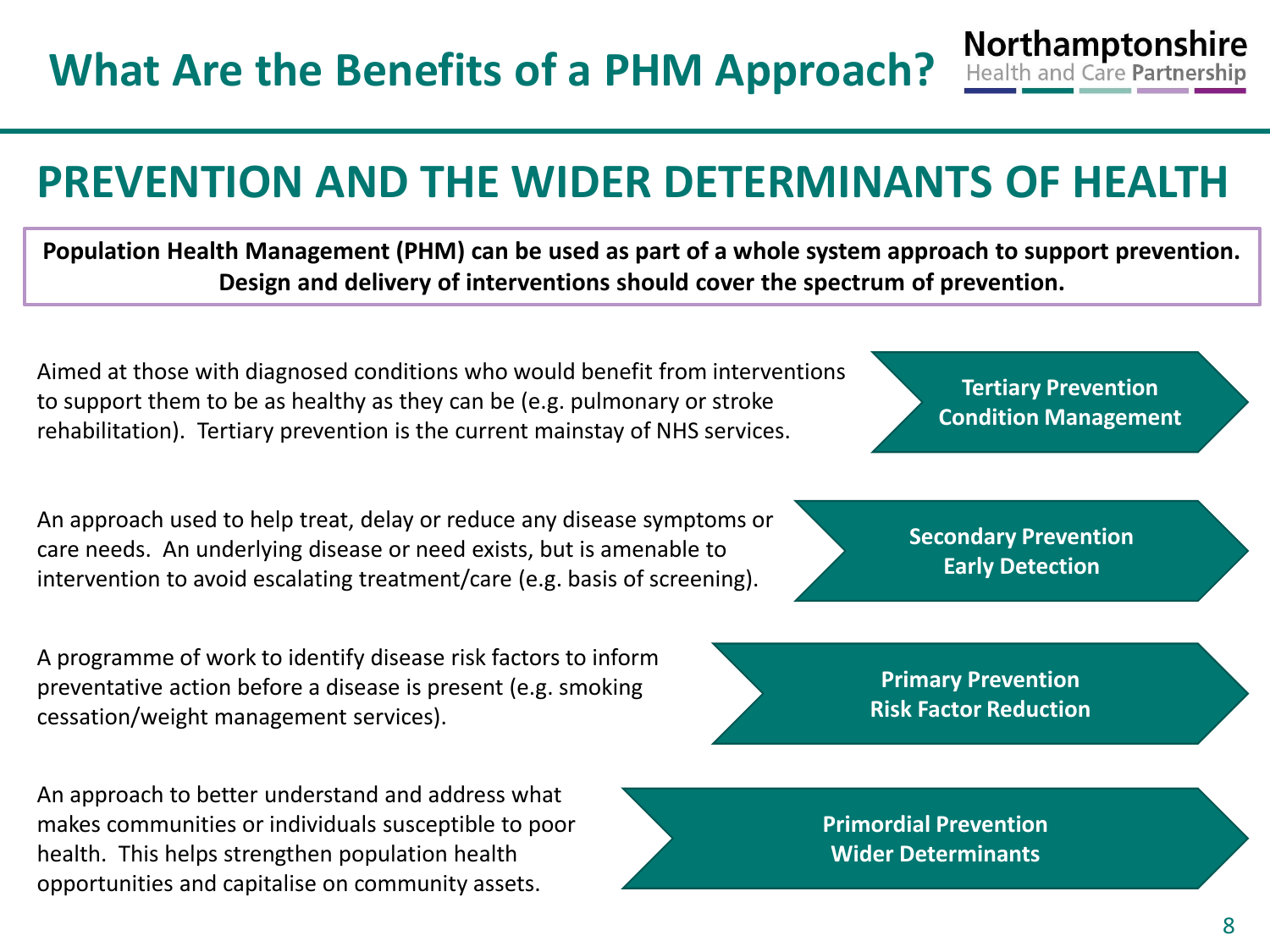# What Are the Benefits of a PHM Approach?

## PREVENTION AND THE WIDER DETERMINANTS OF HEALTH

**Population Health Management (PHM) can be used as part of a whole system approach to support prevention. Design and delivery of interventions should cover the spectrum of prevention.**

**Tertiary Prevention – Condition Management**

Aimed at those with diagnosed conditions who would benefit from interventions to support them to be as healthy as they can be (e.g. pulmonary or stroke rehabilitation). Tertiary prevention is the current mainstay of NHS services.

**Secondary Prevention – Early Detection**

An approach used to help treat, delay or reduce any disease symptoms or care needs. An underlying disease or need exists, but is amenable to intervention to avoid escalating treatment/care (e.g. basis of screening).

**Primary Prevention – Risk Factor Reduction**

A programme of work to identify disease risk factors to inform preventative action before a disease is present (e.g. smoking cessation/weight management services).

**Primordial Prevention – Wider Determinants**

An approach to better understand and address what makes communities or individuals susceptible to poor health. This helps strengthen population health opportunities and capitalise on community assets.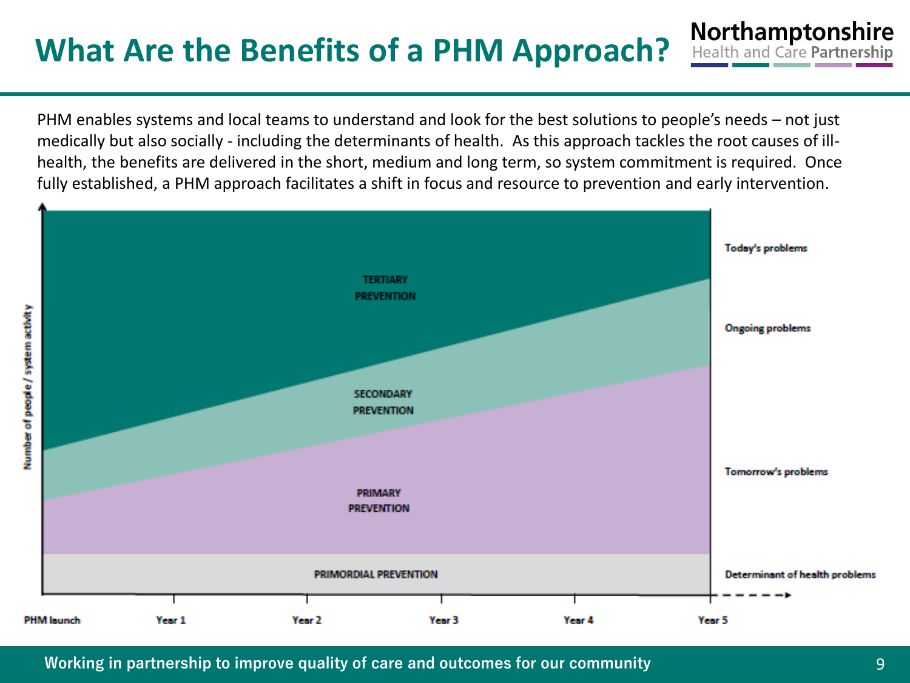# What Are the Benefits of a PHM Approach?

PHM enables systems and local teams to understand and look for the best solutions to people's needs – not just medically but also socially - including the determinants of health. As this approach tackles the root causes of ill-health, the benefits are delivered in the short, medium and long term, so system commitment is required. Once fully established, a PHM approach facilitates a shift in focus and resource to prevention and early intervention.

Number of people / system activity

TERTIARY PREVENTION

SECONDARY PREVENTION

PRIMARY PREVENTION

PRIMORDIAL PREVENTION

Today's problems

Ongoing problems

Tomorrow's problems

Determinant of health problems

PHM launch | Year 1 | Year 2 | Year 3 | Year 4 | Year 5

**Working in partnership to improve quality of care and outcomes for our community**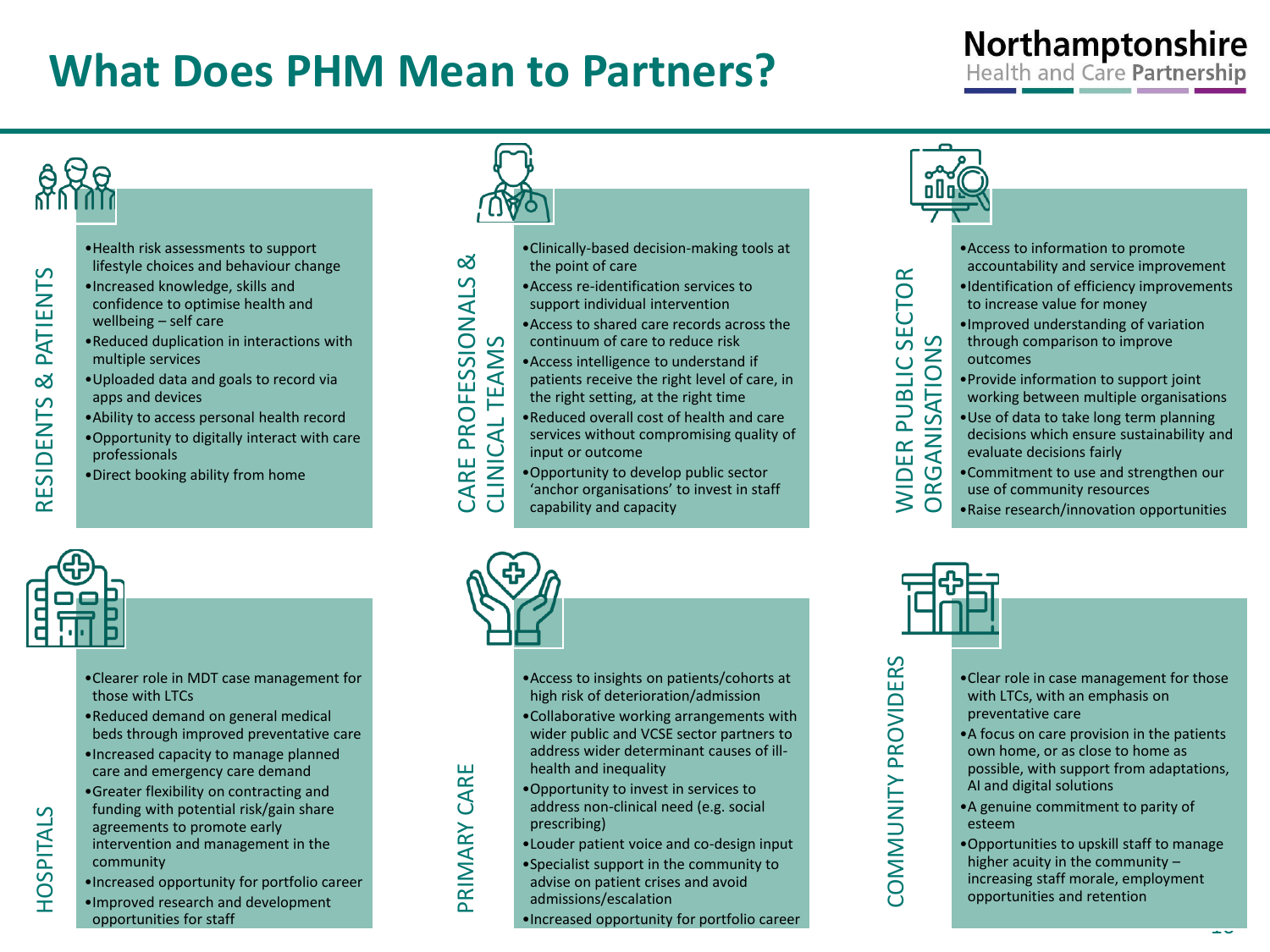# What Does PHM Mean to Partners?

## Residents & Patients

- Health risk assessments to support lifestyle choices and behaviour change
- Increased knowledge, skills and confidence to optimise health and wellbeing – self care
- Reduced duplication in interactions with multiple services
- Uploaded data and goals to record via apps and devices
- Ability to access personal health record
- Opportunity to digitally interact with care professionals
- Direct booking ability from home

## Care Professionals & Clinical Teams

- Clinically-based decision-making tools at the point of care
- Access re-identification services to support individual intervention
- Access to shared care records across the continuum of care to reduce risk
- Access intelligence to understand if patients receive the right level of care, in the right setting, at the right time
- Reduced overall cost of health and care services without compromising quality of input or outcome
- Opportunity to develop public sector 'anchor organisations' to invest in staff capability and capacity

## Wider Public Sector Organisations

- Access to information to promote accountability and service improvement
- Identification of efficiency improvements to increase value for money
- Improved understanding of variation through comparison to improve outcomes
- Provide information to support joint working between multiple organisations
- Use of data to take long term planning decisions which ensure sustainability and evaluate decisions fairly
- Commitment to use and strengthen our use of community resources
- Raise research/innovation opportunities

## Hospitals

- Clearer role in MDT case management for those with LTCs
- Reduced demand on general medical beds through improved preventative care
- Increased capacity to manage planned care and emergency care demand
- Greater flexibility on contracting and funding with potential risk/gain share agreements to promote early intervention and management in the community
- Increased opportunity for portfolio career
- Improved research and development opportunities for staff

## Primary Care

- Access to insights on patients/cohorts at high risk of deterioration/admission
- Collaborative working arrangements with wider public and VCSE sector partners to address wider determinant causes of ill-health and inequality
- Opportunity to invest in services to address non-clinical need (e.g. social prescribing)
- Louder patient voice and co-design input
- Specialist support in the community to advise on patient crises and avoid admissions/escalation
- Increased opportunity for portfolio career

## Community Providers

- Clear role in case management for those with LTCs, with an emphasis on preventative care
- A focus on care provision in the patients own home, or as close to home as possible, with support from adaptations, AI and digital solutions
- A genuine commitment to parity of esteem
- Opportunities to upskill staff to manage higher acuity in the community – increasing staff morale, employment opportunities and retention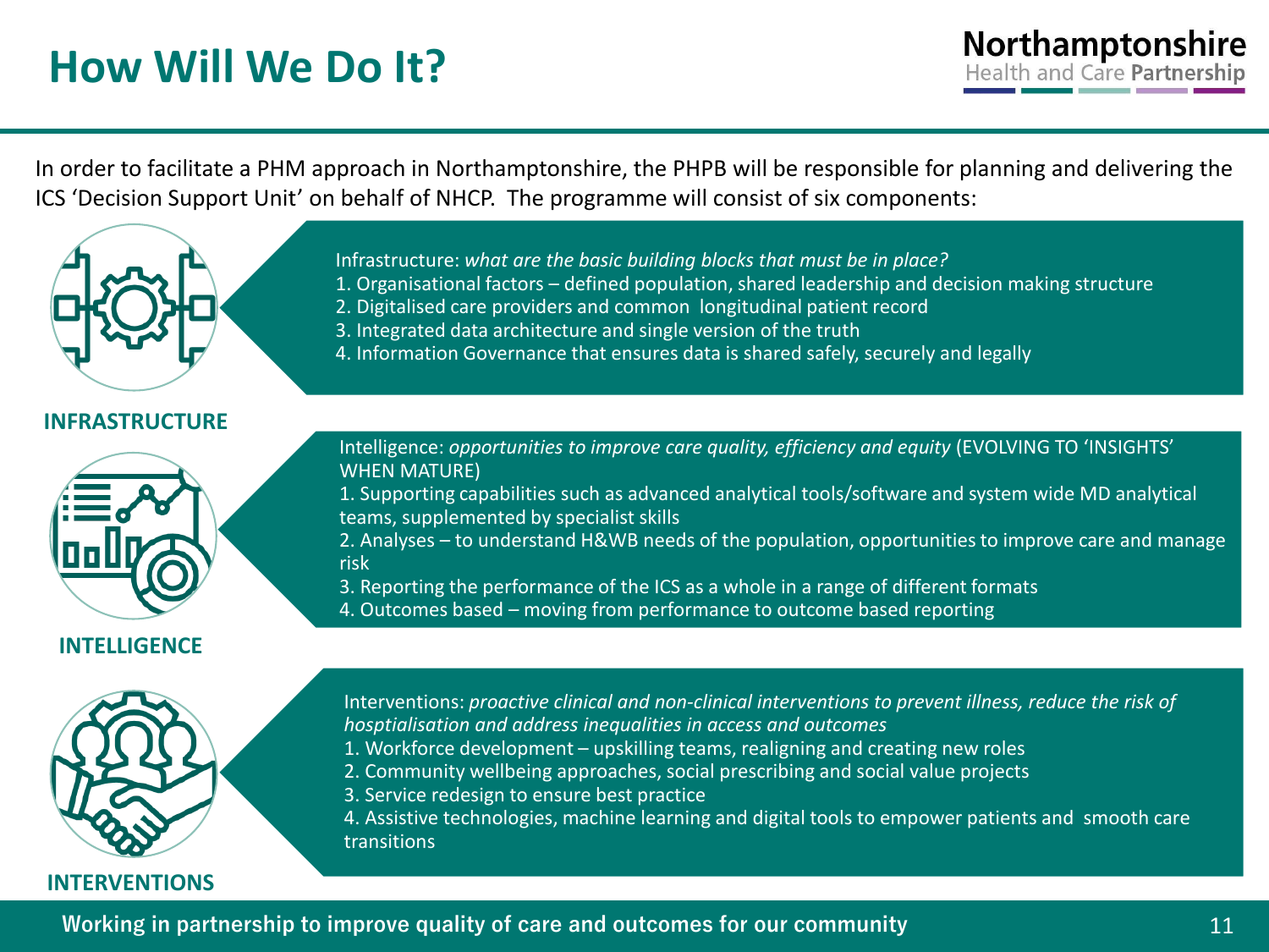# How Will We Do It?

In order to facilitate a PHM approach in Northamptonshire, the PHPB will be responsible for planning and delivering the ICS 'Decision Support Unit' on behalf of NHCP. The programme will consist of six components:

## INFRASTRUCTURE

Infrastructure: *what are the basic building blocks that must be in place?*

1. Organisational factors – defined population, shared leadership and decision making structure
2. Digitalised care providers and common longitudinal patient record
3. Integrated data architecture and single version of the truth
4. Information Governance that ensures data is shared safely, securely and legally

## INTELLIGENCE

Intelligence: *opportunities to improve care quality, efficiency and equity* (EVOLVING TO 'INSIGHTS' WHEN MATURE)

1. Supporting capabilities such as advanced analytical tools/software and system wide MD analytical teams, supplemented by specialist skills
2. Analyses – to understand H&WB needs of the population, opportunities to improve care and manage risk
3. Reporting the performance of the ICS as a whole in a range of different formats
4. Outcomes based – moving from performance to outcome based reporting

## INTERVENTIONS

Interventions: *proactive clinical and non-clinical interventions to prevent illness, reduce the risk of hosptialisation and address inequalities in access and outcomes*

1. Workforce development – upskilling teams, realigning and creating new roles
2. Community wellbeing approaches, social prescribing and social value projects
3. Service redesign to ensure best practice
4. Assistive technologies, machine learning and digital tools to empower patients and smooth care transitions

**Working in partnership to improve quality of care and outcomes for our community**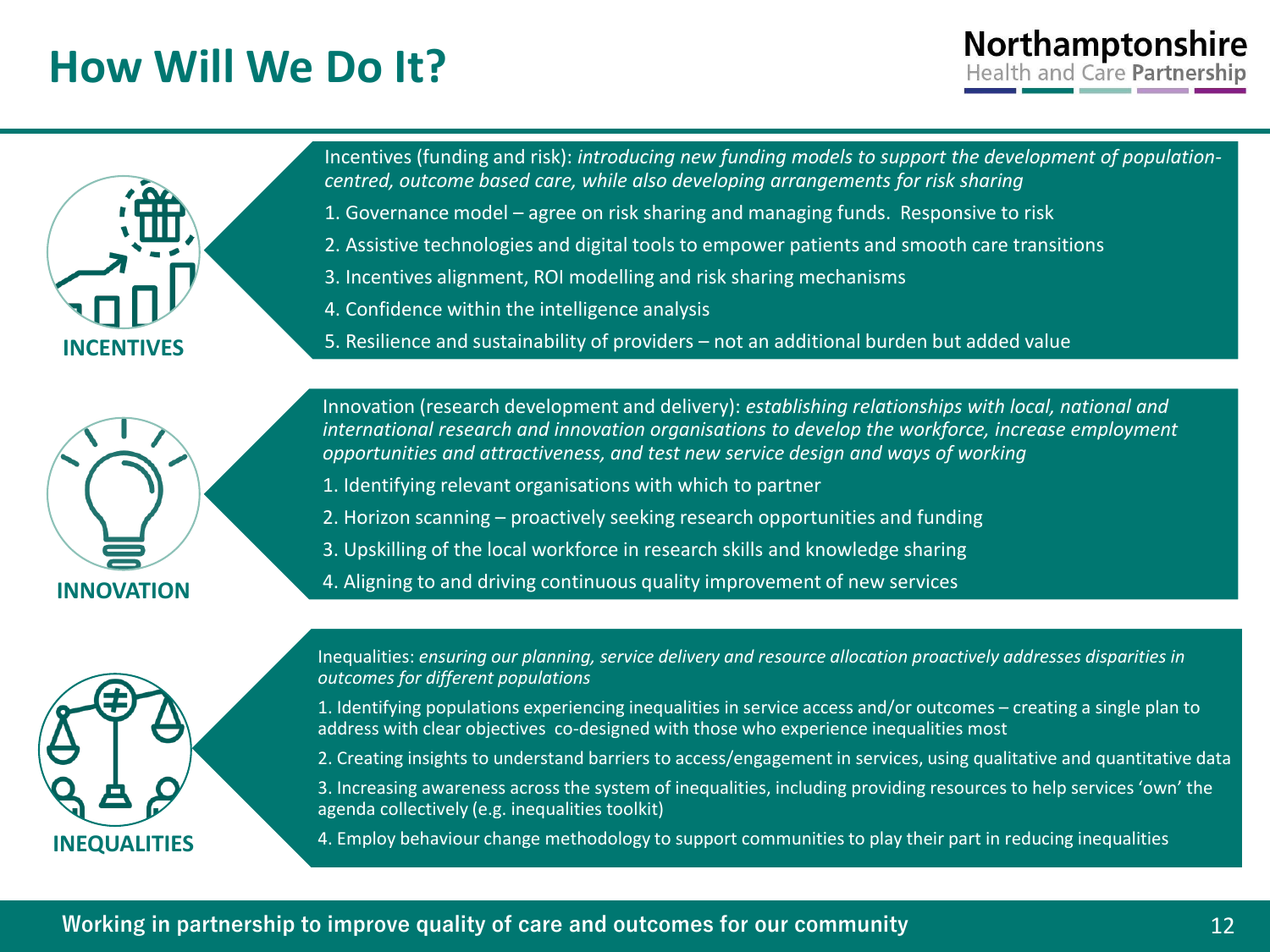# How Will We Do It?

## INCENTIVES

Incentives (funding and risk): *introducing new funding models to support the development of population-centred, outcome based care, while also developing arrangements for risk sharing*

1. Governance model – agree on risk sharing and managing funds. Responsive to risk
2. Assistive technologies and digital tools to empower patients and smooth care transitions
3. Incentives alignment, ROI modelling and risk sharing mechanisms
4. Confidence within the intelligence analysis
5. Resilience and sustainability of providers – not an additional burden but added value

## INNOVATION

Innovation (research development and delivery): *establishing relationships with local, national and international research and innovation organisations to develop the workforce, increase employment opportunities and attractiveness, and test new service design and ways of working*

1. Identifying relevant organisations with which to partner
2. Horizon scanning – proactively seeking research opportunities and funding
3. Upskilling of the local workforce in research skills and knowledge sharing
4. Aligning to and driving continuous quality improvement of new services

## INEQUALITIES

Inequalities: *ensuring our planning, service delivery and resource allocation proactively addresses disparities in outcomes for different populations*

1. Identifying populations experiencing inequalities in service access and/or outcomes – creating a single plan to address with clear objectives co-designed with those who experience inequalities most
2. Creating insights to understand barriers to access/engagement in services, using qualitative and quantitative data
3. Increasing awareness across the system of inequalities, including providing resources to help services 'own' the agenda collectively (e.g. inequalities toolkit)
4. Employ behaviour change methodology to support communities to play their part in reducing inequalities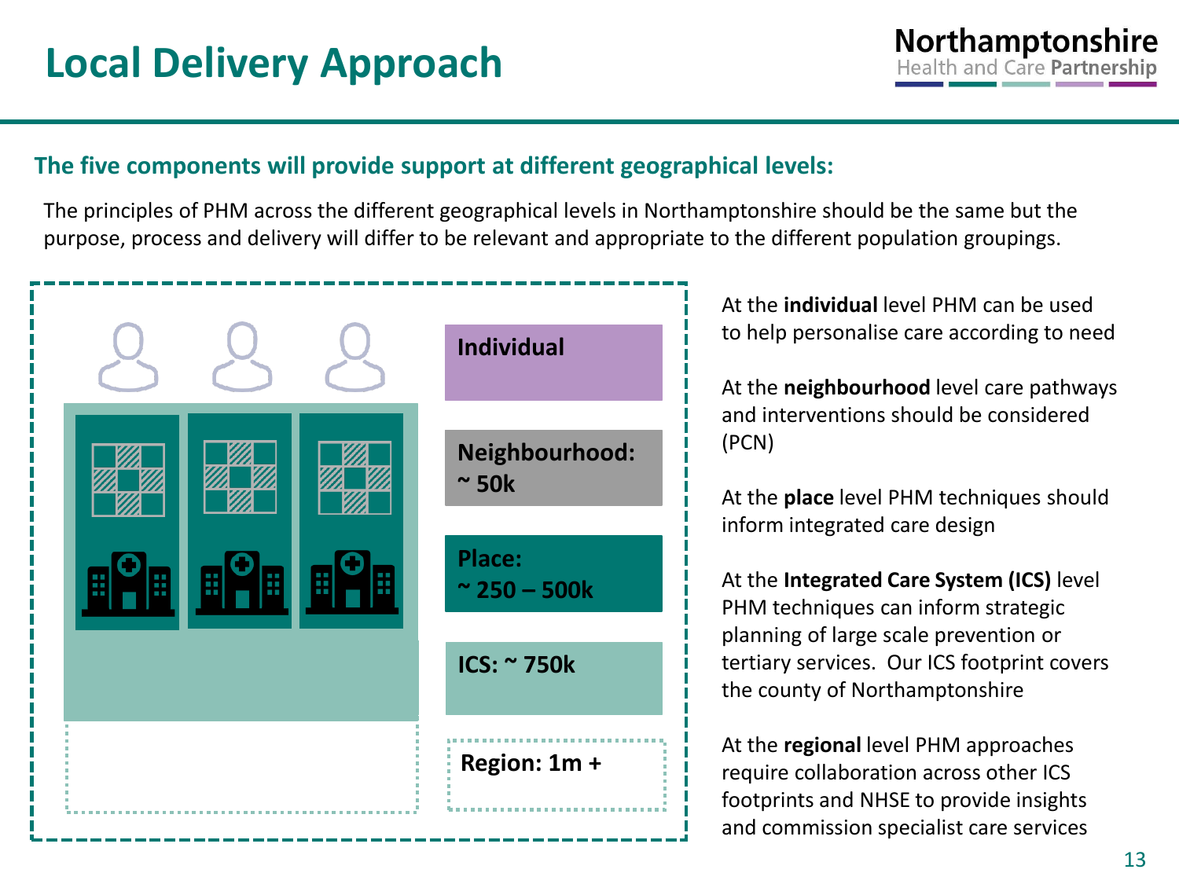# Local Delivery Approach

## The five components will provide support at different geographical levels:

The principles of PHM across the different geographical levels in Northamptonshire should be the same but the purpose, process and delivery will differ to be relevant and appropriate to the different population groupings.

**Individual**

**Neighbourhood: ~ 50k**

**Place: ~ 250 – 500k**

**ICS: ~ 750k**

**Region: 1m +**

At the **individual** level PHM can be used to help personalise care according to need

At the **neighbourhood** level care pathways and interventions should be considered (PCN)

At the **place** level PHM techniques should inform integrated care design

At the **Integrated Care System (ICS)** level PHM techniques can inform strategic planning of large scale prevention or tertiary services. Our ICS footprint covers the county of Northamptonshire

At the **regional** level PHM approaches require collaboration across other ICS footprints and NHSE to provide insights and commission specialist care services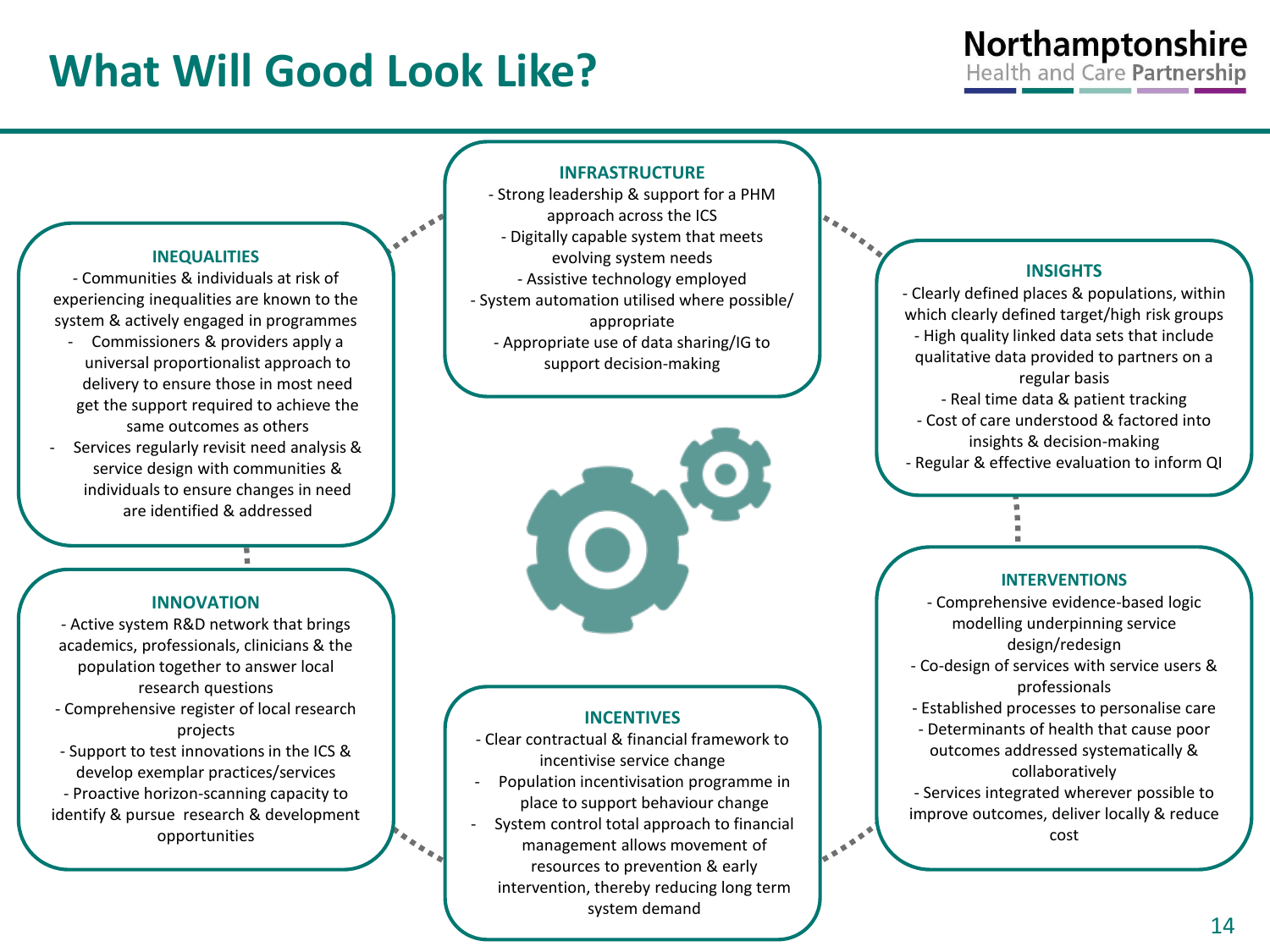# What Will Good Look Like?

Northamptonshire Health and Care Partnership

### INFRASTRUCTURE

- Strong leadership & support for a PHM approach across the ICS
- Digitally capable system that meets evolving system needs
- Assistive technology employed
- System automation utilised where possible/ appropriate
- Appropriate use of data sharing/IG to support decision-making

### INSIGHTS

- Clearly defined places & populations, within which clearly defined target/high risk groups
- High quality linked data sets that include qualitative data provided to partners on a regular basis
- Real time data & patient tracking
- Cost of care understood & factored into insights & decision-making
- Regular & effective evaluation to inform QI

### INTERVENTIONS

- Comprehensive evidence-based logic modelling underpinning service design/redesign
- Co-design of services with service users & professionals
- Established processes to personalise care
- Determinants of health that cause poor outcomes addressed systematically & collaboratively
- Services integrated wherever possible to improve outcomes, deliver locally & reduce cost

### INCENTIVES

- Clear contractual & financial framework to incentivise service change
- Population incentivisation programme in place to support behaviour change
- System control total approach to financial management allows movement of resources to prevention & early intervention, thereby reducing long term system demand

### INNOVATION

- Active system R&D network that brings academics, professionals, clinicians & the population together to answer local research questions
- Comprehensive register of local research projects
- Support to test innovations in the ICS & develop exemplar practices/services
- Proactive horizon-scanning capacity to identify & pursue research & development opportunities

### INEQUALITIES

- Communities & individuals at risk of experiencing inequalities are known to the system & actively engaged in programmes
- Commissioners & providers apply a universal proportionalist approach to delivery to ensure those in most need get the support required to achieve the same outcomes as others
- Services regularly revisit need analysis & service design with communities & individuals to ensure changes in need are identified & addressed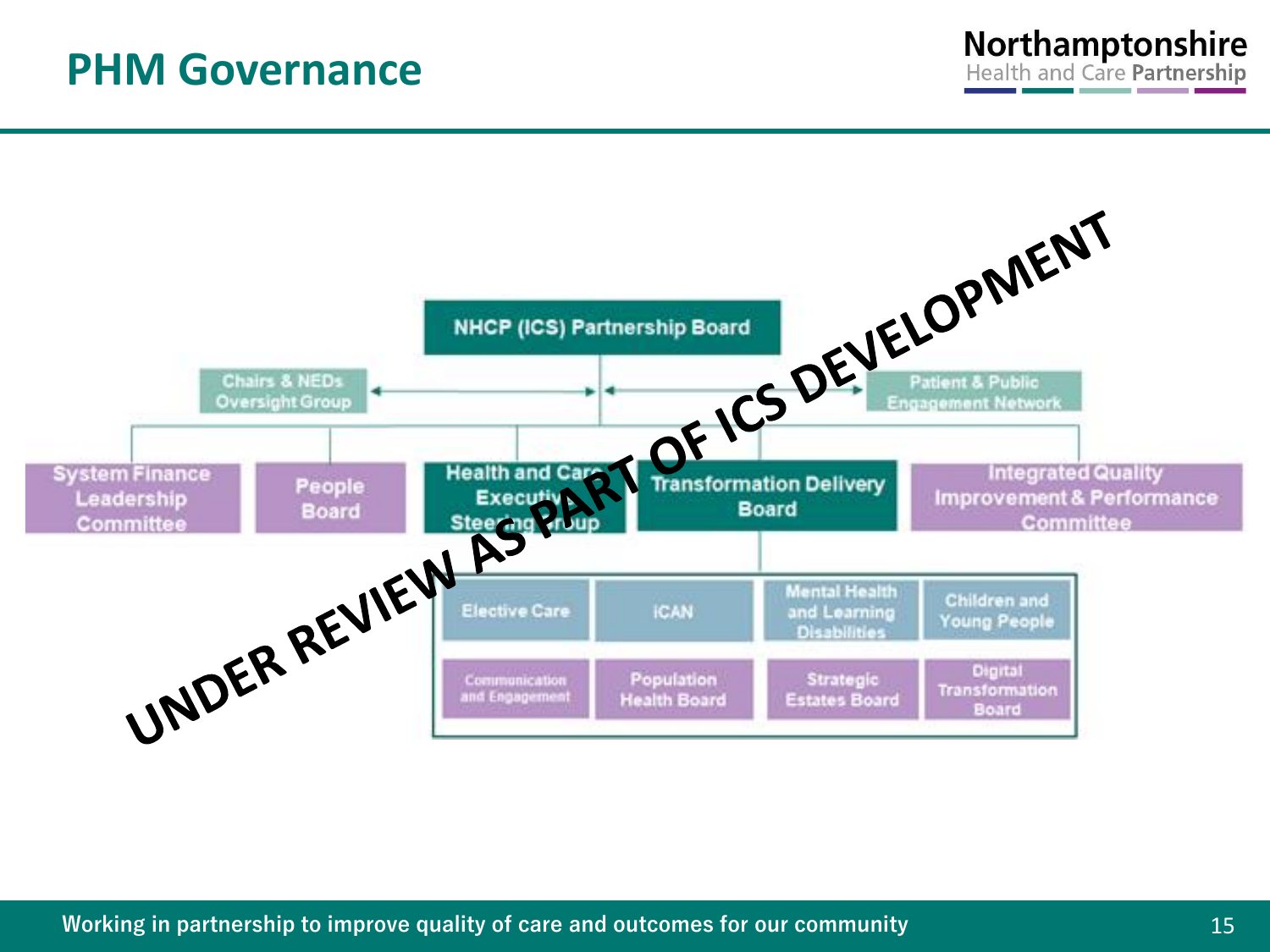# PHM Governance

UNDER REVIEW AS PART OF ICS DEVELOPMENT

- NHCP (ICS) Partnership Board
  - Chairs & NEDs Oversight Group
  - Patient & Public Engagement Network
  - System Finance Leadership Committee
  - People Board
  - Health and Care Executive Steering Group
  - Transformation Delivery Board
    - Elective Care
    - iCAN
    - Mental Health and Learning Disabilities
    - Children and Young People
    - Communication and Engagement
    - Population Health Board
    - Strategic Estates Board
    - Digital Transformation Board
  - Integrated Quality Improvement & Performance Committee

Working in partnership to improve quality of care and outcomes for our community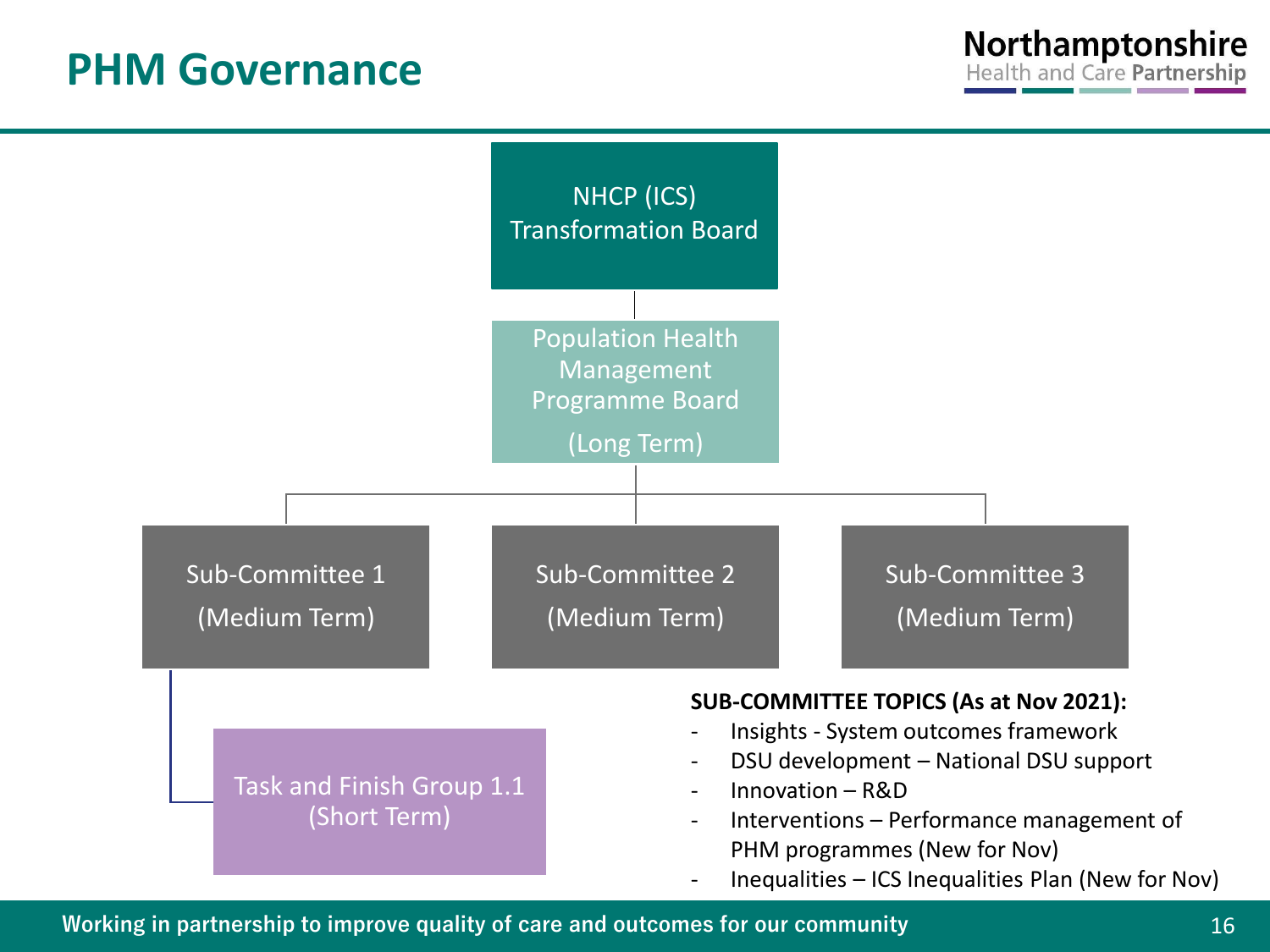# PHM Governance

Northamptonshire Health and Care Partnership

NHCP (ICS) Transformation Board

Population Health Management Programme Board (Long Term)

Sub-Committee 1 (Medium Term)

Sub-Committee 2 (Medium Term)

Sub-Committee 3 (Medium Term)

Task and Finish Group 1.1 (Short Term)

**SUB-COMMITTEE TOPICS (As at Nov 2021):**

- Insights - System outcomes framework
- DSU development – National DSU support
- Innovation – R&D
- Interventions – Performance management of PHM programmes (New for Nov)
- Inequalities – ICS Inequalities Plan (New for Nov)

Working in partnership to improve quality of care and outcomes for our community